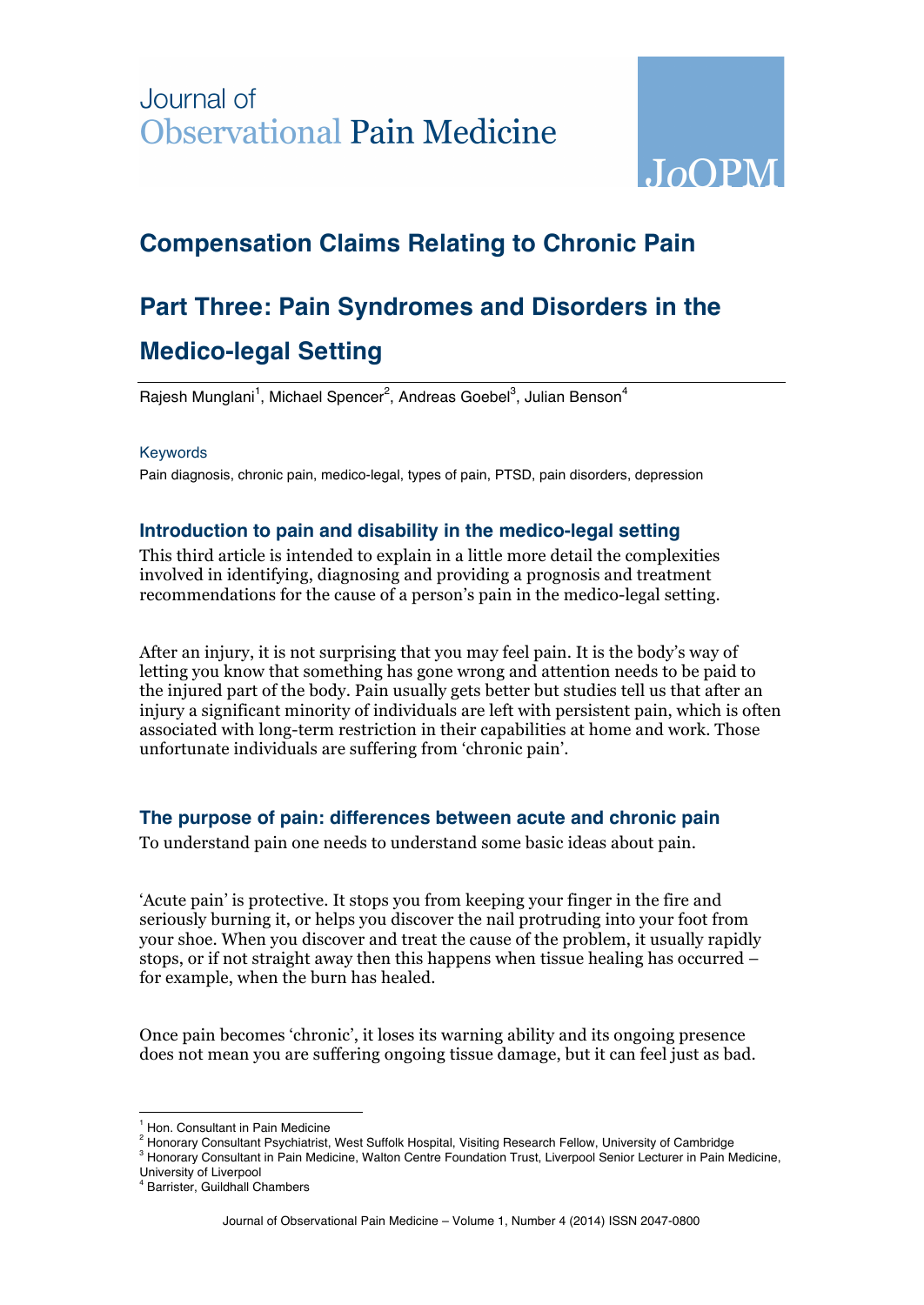Journal of Observational Pain Medicine

JoOPM

# Compensation Claims Relating to Chronic Pain

# Part Three: Pain Syndromes and Disorders in the Medico-legal Setting

Rajesh Munglani[1], Michael Spencer[2], Andreas Goebel[3], Julian Benson[4]

Keywords

Pain diagnosis, chronic pain, medico-legal, types of pain, PTSD, pain disorders, depression

## Introduction to pain and disability in the medico-legal setting

This third article is intended to explain in a little more detail the complexities involved in identifying, diagnosing and providing a prognosis and treatment recommendations for the cause of a person's pain in the medico-legal setting.

After an injury, it is not surprising that you may feel pain. It is the body's way of letting you know that something has gone wrong and attention needs to be paid to the injured part of the body. Pain usually gets better but studies tell us that after an injury a significant minority of individuals are left with persistent pain, which is often associated with long-term restriction in their capabilities at home and work. Those unfortunate individuals are suffering from 'chronic pain'.

## The purpose of pain: differences between acute and chronic pain

To understand pain one needs to understand some basic ideas about pain.

'Acute pain' is protective. It stops you from keeping your finger in the fire and seriously burning it, or helps you discover the nail protruding into your foot from your shoe. When you discover and treat the cause of the problem, it usually rapidly stops, or if not straight away then this happens when tissue healing has occurred – for example, when the burn has healed.

Once pain becomes 'chronic', it loses its warning ability and its ongoing presence does not mean you are suffering ongoing tissue damage, but it can feel just as bad.

[1] Hon. Consultant in Pain Medicine

[2] Honorary Consultant Psychiatrist, West Suffolk Hospital, Visiting Research Fellow, University of Cambridge

[3] Honorary Consultant in Pain Medicine, Walton Centre Foundation Trust, Liverpool Senior Lecturer in Pain Medicine, University of Liverpool

[4] Barrister, Guildhall Chambers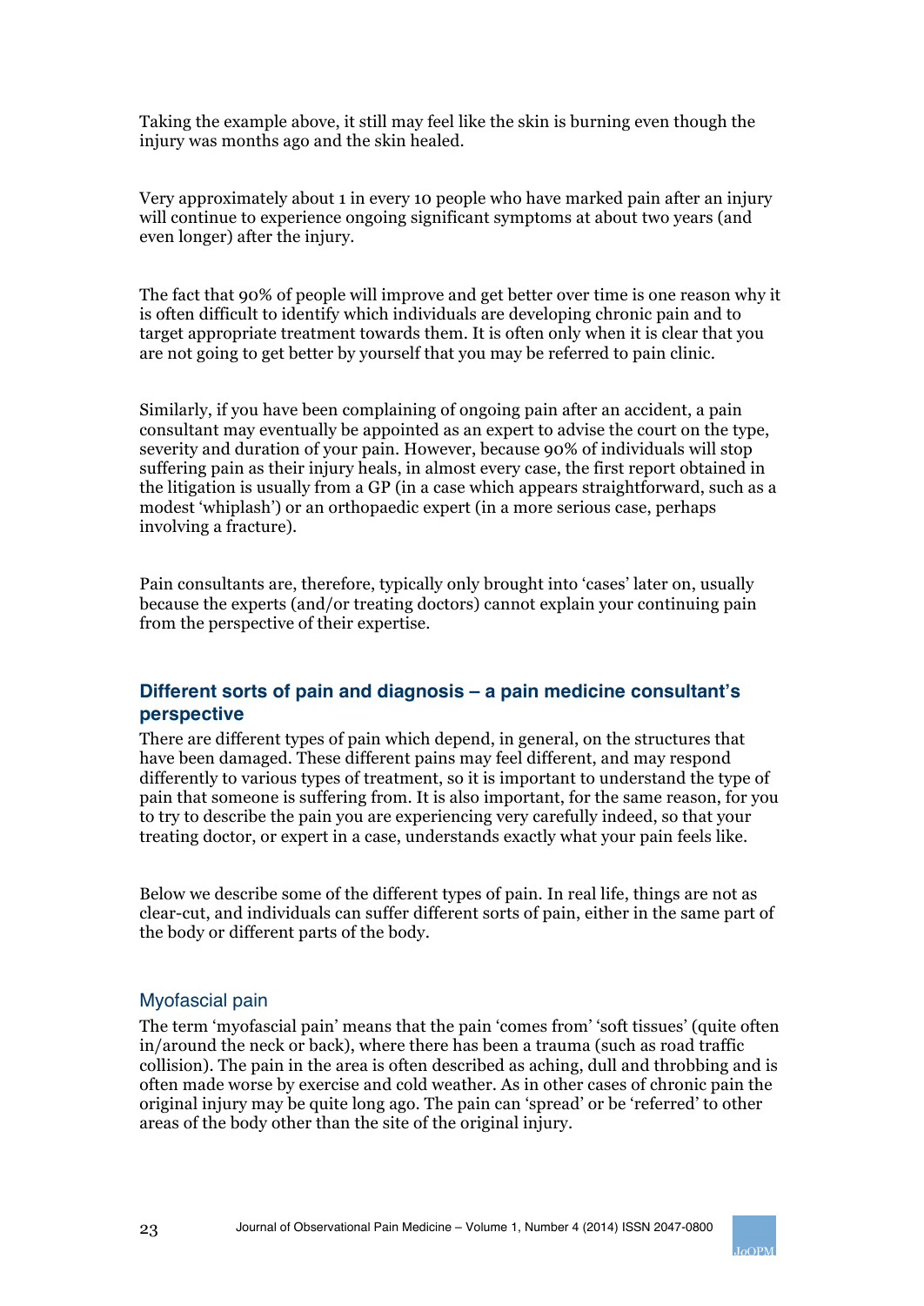Taking the example above, it still may feel like the skin is burning even though the injury was months ago and the skin healed.

Very approximately about 1 in every 10 people who have marked pain after an injury will continue to experience ongoing significant symptoms at about two years (and even longer) after the injury.

The fact that 90% of people will improve and get better over time is one reason why it is often difficult to identify which individuals are developing chronic pain and to target appropriate treatment towards them. It is often only when it is clear that you are not going to get better by yourself that you may be referred to pain clinic.

Similarly, if you have been complaining of ongoing pain after an accident, a pain consultant may eventually be appointed as an expert to advise the court on the type, severity and duration of your pain. However, because 90% of individuals will stop suffering pain as their injury heals, in almost every case, the first report obtained in the litigation is usually from a GP (in a case which appears straightforward, such as a modest 'whiplash') or an orthopaedic expert (in a more serious case, perhaps involving a fracture).

Pain consultants are, therefore, typically only brought into 'cases' later on, usually because the experts (and/or treating doctors) cannot explain your continuing pain from the perspective of their expertise.

## Different sorts of pain and diagnosis – a pain medicine consultant's perspective

There are different types of pain which depend, in general, on the structures that have been damaged. These different pains may feel different, and may respond differently to various types of treatment, so it is important to understand the type of pain that someone is suffering from. It is also important, for the same reason, for you to try to describe the pain you are experiencing very carefully indeed, so that your treating doctor, or expert in a case, understands exactly what your pain feels like.

Below we describe some of the different types of pain. In real life, things are not as clear-cut, and individuals can suffer different sorts of pain, either in the same part of the body or different parts of the body.

### Myofascial pain

The term 'myofascial pain' means that the pain 'comes from' 'soft tissues' (quite often in/around the neck or back), where there has been a trauma (such as road traffic collision). The pain in the area is often described as aching, dull and throbbing and is often made worse by exercise and cold weather. As in other cases of chronic pain the original injury may be quite long ago. The pain can 'spread' or be 'referred' to other areas of the body other than the site of the original injury.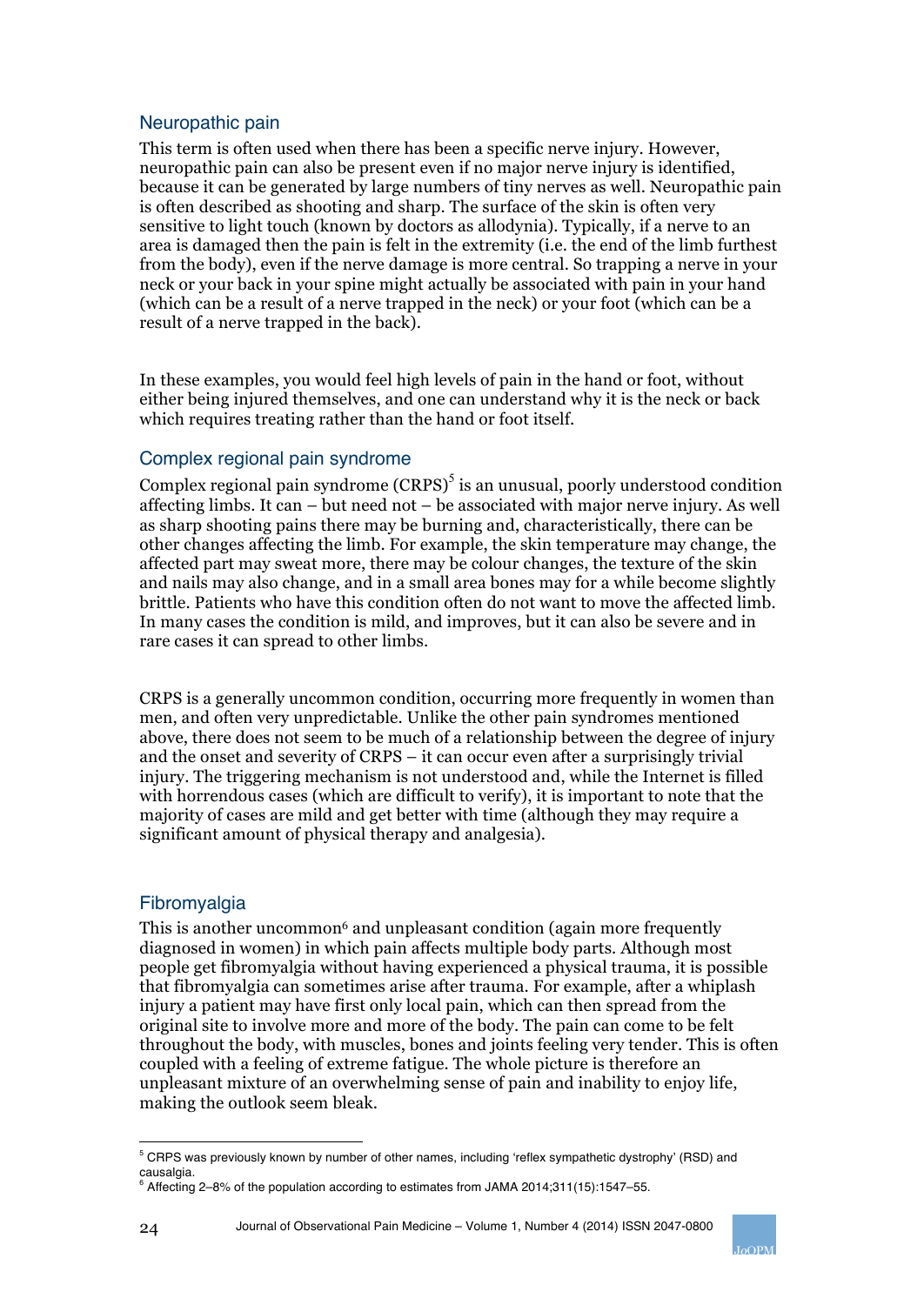### Neuropathic pain

This term is often used when there has been a specific nerve injury. However, neuropathic pain can also be present even if no major nerve injury is identified, because it can be generated by large numbers of tiny nerves as well. Neuropathic pain is often described as shooting and sharp. The surface of the skin is often very sensitive to light touch (known by doctors as allodynia). Typically, if a nerve to an area is damaged then the pain is felt in the extremity (i.e. the end of the limb furthest from the body), even if the nerve damage is more central. So trapping a nerve in your neck or your back in your spine might actually be associated with pain in your hand (which can be a result of a nerve trapped in the neck) or your foot (which can be a result of a nerve trapped in the back).

In these examples, you would feel high levels of pain in the hand or foot, without either being injured themselves, and one can understand why it is the neck or back which requires treating rather than the hand or foot itself.

### Complex regional pain syndrome

Complex regional pain syndrome (CRPS)[5] is an unusual, poorly understood condition affecting limbs. It can – but need not – be associated with major nerve injury. As well as sharp shooting pains there may be burning and, characteristically, there can be other changes affecting the limb. For example, the skin temperature may change, the affected part may sweat more, there may be colour changes, the texture of the skin and nails may also change, and in a small area bones may for a while become slightly brittle. Patients who have this condition often do not want to move the affected limb. In many cases the condition is mild, and improves, but it can also be severe and in rare cases it can spread to other limbs.

CRPS is a generally uncommon condition, occurring more frequently in women than men, and often very unpredictable. Unlike the other pain syndromes mentioned above, there does not seem to be much of a relationship between the degree of injury and the onset and severity of CRPS – it can occur even after a surprisingly trivial injury. The triggering mechanism is not understood and, while the Internet is filled with horrendous cases (which are difficult to verify), it is important to note that the majority of cases are mild and get better with time (although they may require a significant amount of physical therapy and analgesia).

### Fibromyalgia

This is another uncommon[6] and unpleasant condition (again more frequently diagnosed in women) in which pain affects multiple body parts. Although most people get fibromyalgia without having experienced a physical trauma, it is possible that fibromyalgia can sometimes arise after trauma. For example, after a whiplash injury a patient may have first only local pain, which can then spread from the original site to involve more and more of the body. The pain can come to be felt throughout the body, with muscles, bones and joints feeling very tender. This is often coupled with a feeling of extreme fatigue. The whole picture is therefore an unpleasant mixture of an overwhelming sense of pain and inability to enjoy life, making the outlook seem bleak.

---

[5] CRPS was previously known by number of other names, including 'reflex sympathetic dystrophy' (RSD) and causalgia.

[6] Affecting 2–8% of the population according to estimates from JAMA 2014;311(15):1547–55.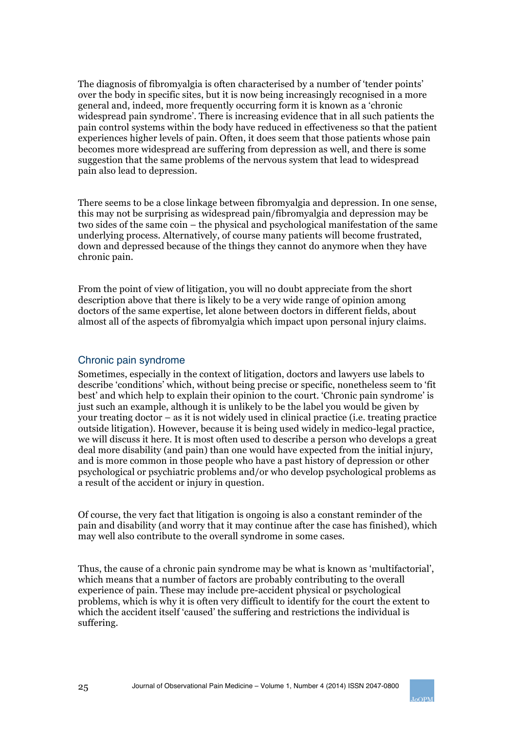The diagnosis of fibromyalgia is often characterised by a number of 'tender points' over the body in specific sites, but it is now being increasingly recognised in a more general and, indeed, more frequently occurring form it is known as a 'chronic widespread pain syndrome'. There is increasing evidence that in all such patients the pain control systems within the body have reduced in effectiveness so that the patient experiences higher levels of pain. Often, it does seem that those patients whose pain becomes more widespread are suffering from depression as well, and there is some suggestion that the same problems of the nervous system that lead to widespread pain also lead to depression.

There seems to be a close linkage between fibromyalgia and depression. In one sense, this may not be surprising as widespread pain/fibromyalgia and depression may be two sides of the same coin – the physical and psychological manifestation of the same underlying process. Alternatively, of course many patients will become frustrated, down and depressed because of the things they cannot do anymore when they have chronic pain.

From the point of view of litigation, you will no doubt appreciate from the short description above that there is likely to be a very wide range of opinion among doctors of the same expertise, let alone between doctors in different fields, about almost all of the aspects of fibromyalgia which impact upon personal injury claims.

## Chronic pain syndrome

Sometimes, especially in the context of litigation, doctors and lawyers use labels to describe 'conditions' which, without being precise or specific, nonetheless seem to 'fit best' and which help to explain their opinion to the court. 'Chronic pain syndrome' is just such an example, although it is unlikely to be the label you would be given by your treating doctor – as it is not widely used in clinical practice (i.e. treating practice outside litigation). However, because it is being used widely in medico-legal practice, we will discuss it here. It is most often used to describe a person who develops a great deal more disability (and pain) than one would have expected from the initial injury, and is more common in those people who have a past history of depression or other psychological or psychiatric problems and/or who develop psychological problems as a result of the accident or injury in question.

Of course, the very fact that litigation is ongoing is also a constant reminder of the pain and disability (and worry that it may continue after the case has finished), which may well also contribute to the overall syndrome in some cases.

Thus, the cause of a chronic pain syndrome may be what is known as 'multifactorial', which means that a number of factors are probably contributing to the overall experience of pain. These may include pre-accident physical or psychological problems, which is why it is often very difficult to identify for the court the extent to which the accident itself 'caused' the suffering and restrictions the individual is suffering.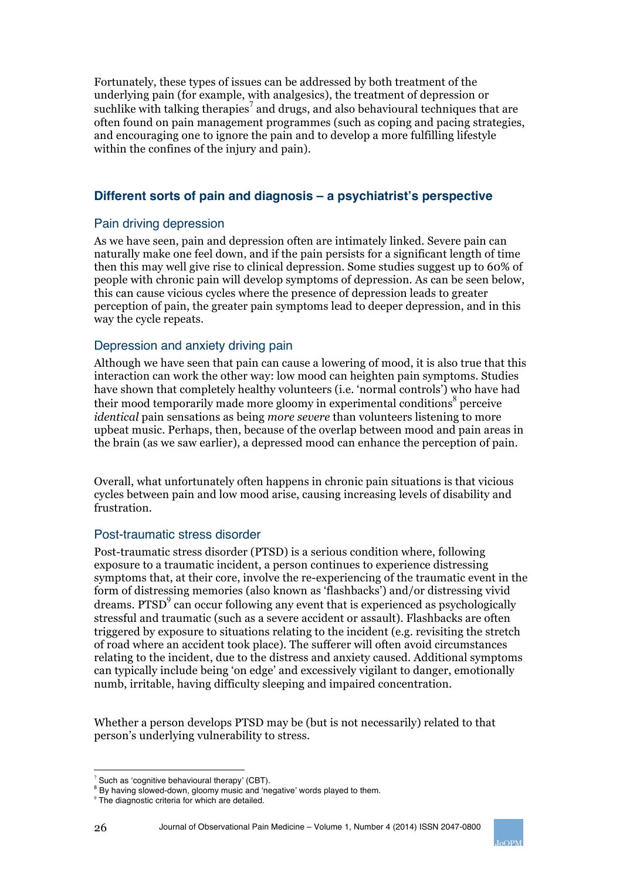Fortunately, these types of issues can be addressed by both treatment of the underlying pain (for example, with analgesics), the treatment of depression or suchlike with talking therapies[7] and drugs, and also behavioural techniques that are often found on pain management programmes (such as coping and pacing strategies, and encouraging one to ignore the pain and to develop a more fulfilling lifestyle within the confines of the injury and pain).

## Different sorts of pain and diagnosis – a psychiatrist's perspective

### Pain driving depression

As we have seen, pain and depression often are intimately linked. Severe pain can naturally make one feel down, and if the pain persists for a significant length of time then this may well give rise to clinical depression. Some studies suggest up to 60% of people with chronic pain will develop symptoms of depression. As can be seen below, this can cause vicious cycles where the presence of depression leads to greater perception of pain, the greater pain symptoms lead to deeper depression, and in this way the cycle repeats.

### Depression and anxiety driving pain

Although we have seen that pain can cause a lowering of mood, it is also true that this interaction can work the other way: low mood can heighten pain symptoms. Studies have shown that completely healthy volunteers (i.e. 'normal controls') who have had their mood temporarily made more gloomy in experimental conditions[8] perceive *identical* pain sensations as being *more severe* than volunteers listening to more upbeat music. Perhaps, then, because of the overlap between mood and pain areas in the brain (as we saw earlier), a depressed mood can enhance the perception of pain.

Overall, what unfortunately often happens in chronic pain situations is that vicious cycles between pain and low mood arise, causing increasing levels of disability and frustration.

### Post-traumatic stress disorder

Post-traumatic stress disorder (PTSD) is a serious condition where, following exposure to a traumatic incident, a person continues to experience distressing symptoms that, at their core, involve the re-experiencing of the traumatic event in the form of distressing memories (also known as 'flashbacks') and/or distressing vivid dreams. PTSD[9] can occur following any event that is experienced as psychologically stressful and traumatic (such as a severe accident or assault). Flashbacks are often triggered by exposure to situations relating to the incident (e.g. revisiting the stretch of road where an accident took place). The sufferer will often avoid circumstances relating to the incident, due to the distress and anxiety caused. Additional symptoms can typically include being 'on edge' and excessively vigilant to danger, emotionally numb, irritable, having difficulty sleeping and impaired concentration.

Whether a person develops PTSD may be (but is not necessarily) related to that person's underlying vulnerability to stress.

---

[7] Such as 'cognitive behavioural therapy' (CBT).

[8] By having slowed-down, gloomy music and 'negative' words played to them.

[9] The diagnostic criteria for which are detailed.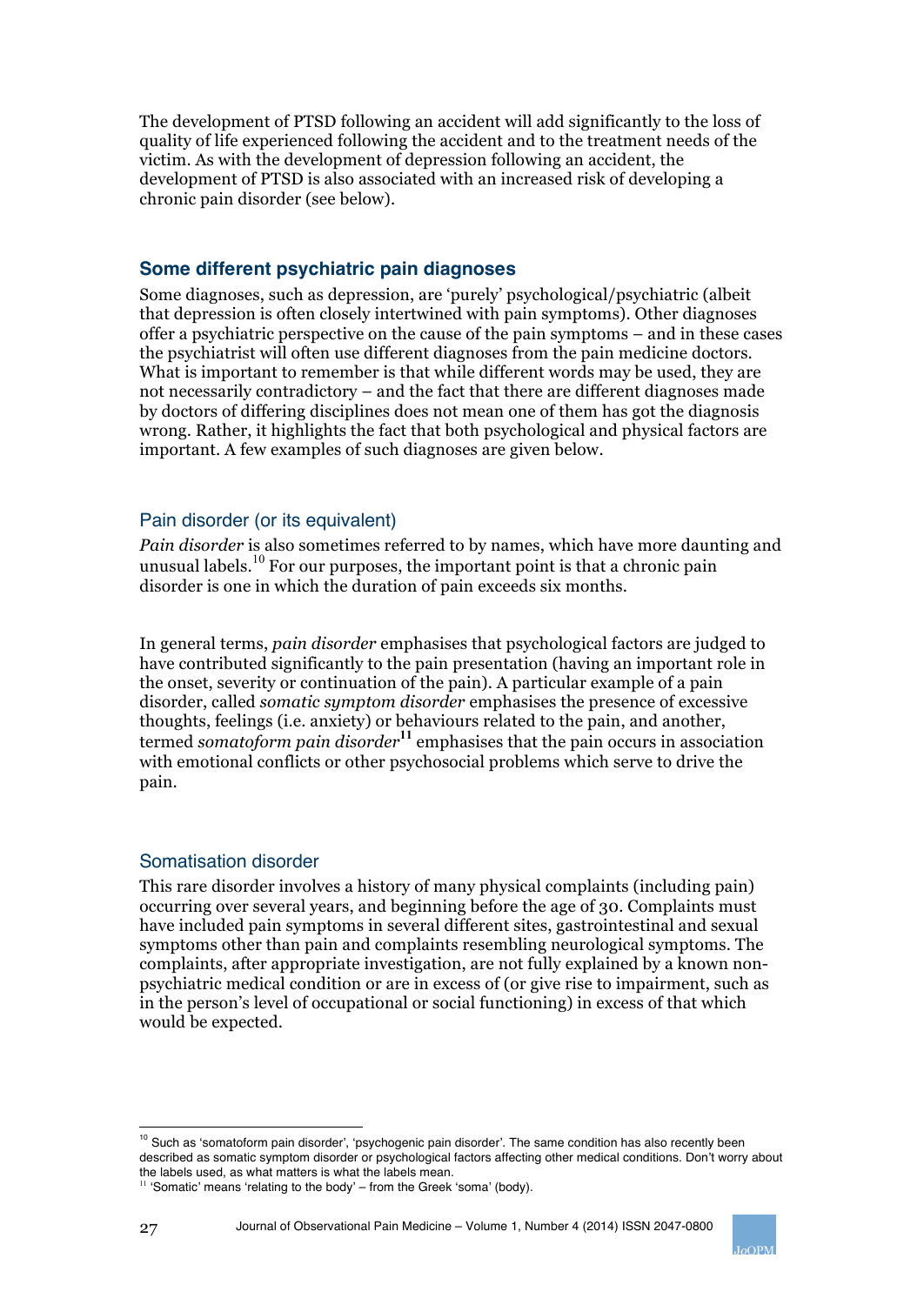The development of PTSD following an accident will add significantly to the loss of quality of life experienced following the accident and to the treatment needs of the victim. As with the development of depression following an accident, the development of PTSD is also associated with an increased risk of developing a chronic pain disorder (see below).

## Some different psychiatric pain diagnoses

Some diagnoses, such as depression, are 'purely' psychological/psychiatric (albeit that depression is often closely intertwined with pain symptoms). Other diagnoses offer a psychiatric perspective on the cause of the pain symptoms – and in these cases the psychiatrist will often use different diagnoses from the pain medicine doctors. What is important to remember is that while different words may be used, they are not necessarily contradictory – and the fact that there are different diagnoses made by doctors of differing disciplines does not mean one of them has got the diagnosis wrong. Rather, it highlights the fact that both psychological and physical factors are important. A few examples of such diagnoses are given below.

### Pain disorder (or its equivalent)

*Pain disorder* is also sometimes referred to by names, which have more daunting and unusual labels.[10] For our purposes, the important point is that a chronic pain disorder is one in which the duration of pain exceeds six months.

In general terms, *pain disorder* emphasises that psychological factors are judged to have contributed significantly to the pain presentation (having an important role in the onset, severity or continuation of the pain). A particular example of a pain disorder, called *somatic symptom disorder* emphasises the presence of excessive thoughts, feelings (i.e. anxiety) or behaviours related to the pain, and another, termed *somatoform pain disorder*[11] emphasises that the pain occurs in association with emotional conflicts or other psychosocial problems which serve to drive the pain.

### Somatisation disorder

This rare disorder involves a history of many physical complaints (including pain) occurring over several years, and beginning before the age of 30. Complaints must have included pain symptoms in several different sites, gastrointestinal and sexual symptoms other than pain and complaints resembling neurological symptoms. The complaints, after appropriate investigation, are not fully explained by a known non-psychiatric medical condition or are in excess of (or give rise to impairment, such as in the person's level of occupational or social functioning) in excess of that which would be expected.

---

[10] Such as 'somatoform pain disorder', 'psychogenic pain disorder'. The same condition has also recently been described as somatic symptom disorder or psychological factors affecting other medical conditions. Don't worry about the labels used, as what matters is what the labels mean.

[11] 'Somatic' means 'relating to the body' – from the Greek 'soma' (body).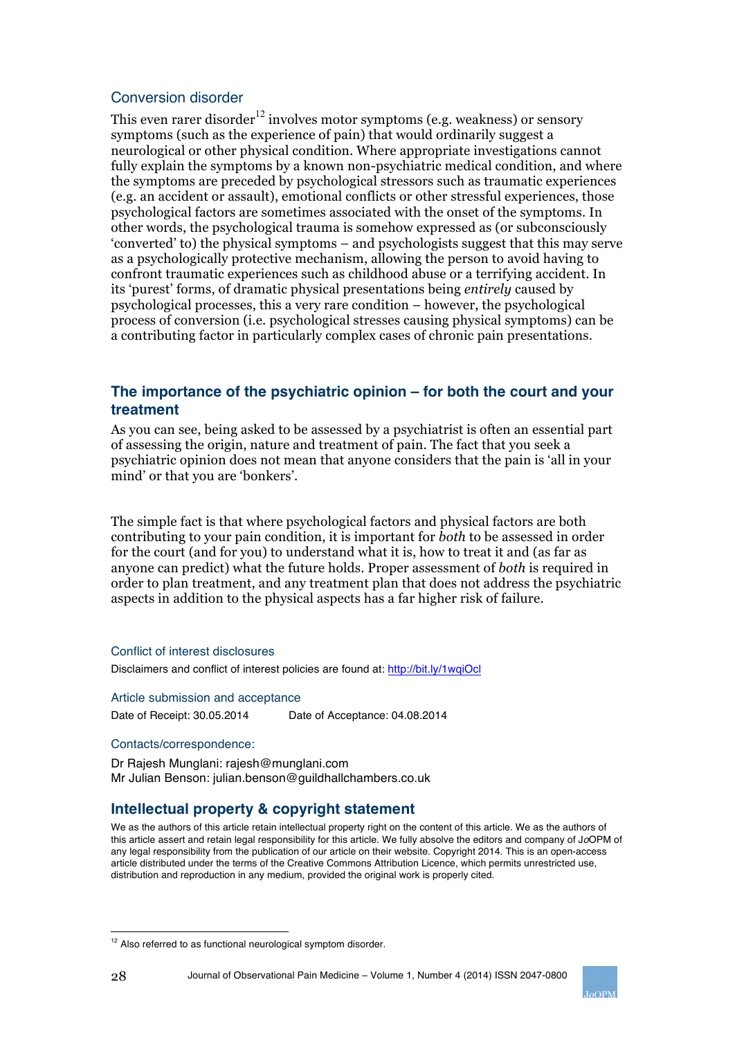### Conversion disorder

This even rarer disorder[12] involves motor symptoms (e.g. weakness) or sensory symptoms (such as the experience of pain) that would ordinarily suggest a neurological or other physical condition. Where appropriate investigations cannot fully explain the symptoms by a known non-psychiatric medical condition, and where the symptoms are preceded by psychological stressors such as traumatic experiences (e.g. an accident or assault), emotional conflicts or other stressful experiences, those psychological factors are sometimes associated with the onset of the symptoms. In other words, the psychological trauma is somehow expressed as (or subconsciously 'converted' to) the physical symptoms – and psychologists suggest that this may serve as a psychologically protective mechanism, allowing the person to avoid having to confront traumatic experiences such as childhood abuse or a terrifying accident. In its 'purest' forms, of dramatic physical presentations being *entirely* caused by psychological processes, this a very rare condition – however, the psychological process of conversion (i.e. psychological stresses causing physical symptoms) can be a contributing factor in particularly complex cases of chronic pain presentations.

## The importance of the psychiatric opinion – for both the court and your treatment

As you can see, being asked to be assessed by a psychiatrist is often an essential part of assessing the origin, nature and treatment of pain. The fact that you seek a psychiatric opinion does not mean that anyone considers that the pain is 'all in your mind' or that you are 'bonkers'.

The simple fact is that where psychological factors and physical factors are both contributing to your pain condition, it is important for *both* to be assessed in order for the court (and for you) to understand what it is, how to treat it and (as far as anyone can predict) what the future holds. Proper assessment of *both* is required in order to plan treatment, and any treatment plan that does not address the psychiatric aspects in addition to the physical aspects has a far higher risk of failure.

### Conflict of interest disclosures

Disclaimers and conflict of interest policies are found at: http://bit.ly/1wqiOcl

### Article submission and acceptance

Date of Receipt: 30.05.2014 Date of Acceptance: 04.08.2014

### Contacts/correspondence:

Dr Rajesh Munglani: rajesh@munglani.com
Mr Julian Benson: julian.benson@guildhallchambers.co.uk

## Intellectual property & copyright statement

We as the authors of this article retain intellectual property right on the content of this article. We as the authors of this article assert and retain legal responsibility for this article. We fully absolve the editors and company of *JoOPM* of any legal responsibility from the publication of our article on their website. Copyright 2014. This is an open-access article distributed under the terms of the Creative Commons Attribution Licence, which permits unrestricted use, distribution and reproduction in any medium, provided the original work is properly cited.

[12] Also referred to as functional neurological symptom disorder.